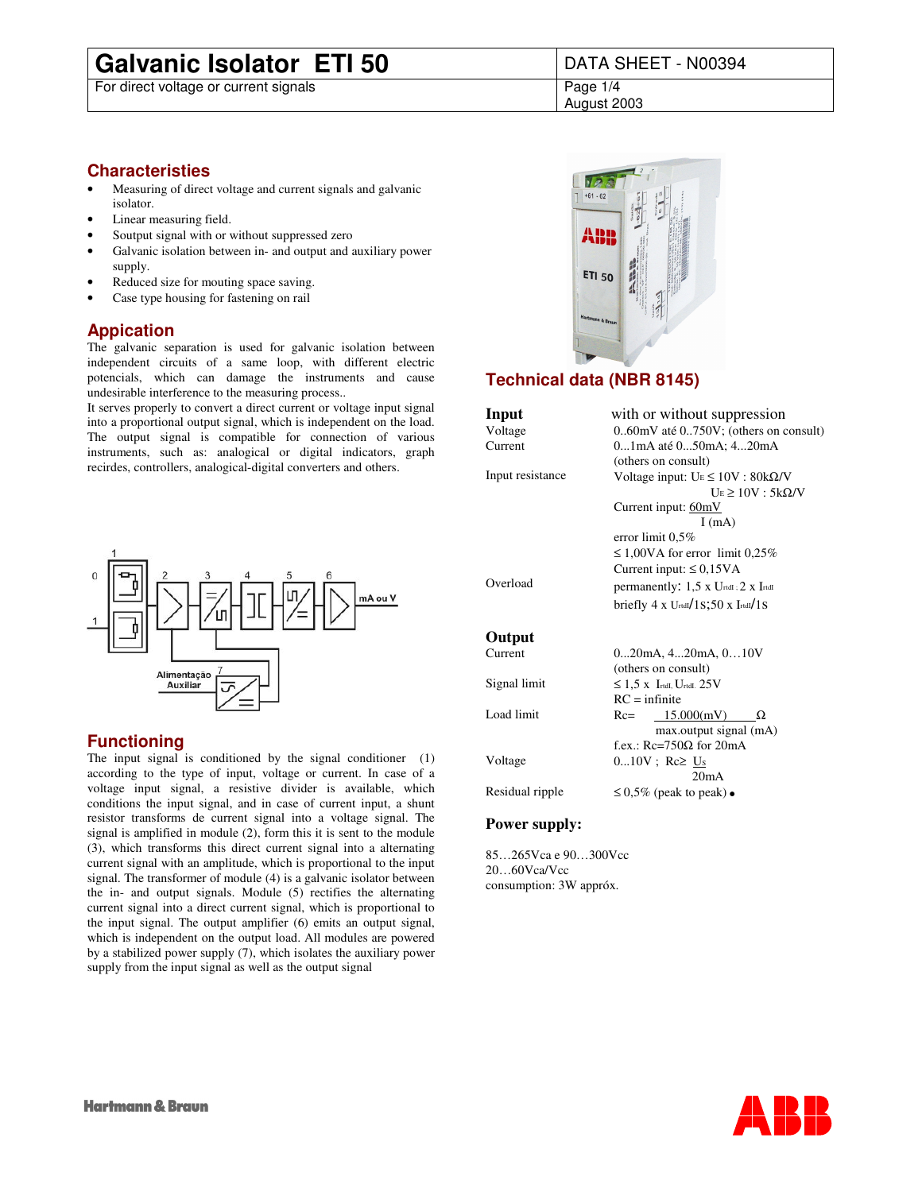# Galvanic Isolator ETI 50

For direct voltage or current signals

DATA SHEET - N00394

August 2003

## Characteristies

- Measuring of direct voltage and current signals and galvanic isolator.
- Linear measuring field.
- Soutput signal with or without suppressed zero
- Galvanic isolation between in- and output and auxiliary power supply.
- Reduced size for mouting space saving.
- Case type housing for fastening on rail

## Appication

The galvanic separation is used for galvanic isolation between independent circuits of a same loop, with different electric potencials, which can damage the instruments and cause undesirable interference to the measuring process..

It serves properly to convert a direct current or voltage input signal into a proportional output signal, which is independent on the load. The output signal is compatible for connection of various instruments, such as: analogical or digital indicators, graph recirdes, controllers, analogical-digital converters and others.

## Functioning

The input signal is conditioned by the signal conditioner (1) according to the type of input, voltage or current. In case of a voltage input signal, a resistive divider is available, which conditions the input signal, and in case of current input, a shunt resistor transforms de current signal into a voltage signal. The signal is amplified in module (2), form this it is sent to the module (3), which transforms this direct current signal into a alternating current signal with an amplitude, which is proportional to the input signal. The transformer of module (4) is a galvanic isolator between the in- and output signals. Module (5) rectifies the alternating current signal into a direct current signal, which is proportional to the input signal. The output amplifier (6) emits an output signal, which is independent on the output load. All modules are powered by a stabilized power supply (7), which isolates the auxiliary power supply from the input signal as well as the output signal

## Technical data (NBR 8145)

### Input — with or without suppression

| | |
|---|---|
| Voltage | 0..60mV até 0..750V; (others on consult) |
| Current | 0...1mA até 0...50mA; 4...20mA (others on consult) |
| Input resistance | Voltage input: $U_E \leq 10V$ : 80kΩ/V; $U_E \geq 10V$ : 5kΩ/V |
| | Current input: $\frac{60mV}{I\,(mA)}$ |
| | error limit 0,5% |
| | ≤ 1,00VA for error limit 0,25% |
| | Current input: ≤ 0,15VA |
| Overload | permanently: 1,5 x $U_{rtdI}$ : 2 x $I_{rtdI}$ |
| | briefly 4 x $U_{rtdI}$/1s;50 x $I_{rtdI}$/1s |

### Output

| | |
|---|---|
| Current | 0...20mA, 4...20mA, 0…10V (others on consult) |
| Signal limit | ≤ 1,5 x $I_{rtdI}$, $U_{rtdI}$, 25V |
| | RC = infinite |
| Load limit | $Rc = \frac{15.000(mV)}{\text{max.output signal (mA)}}\ \Omega$ |
| | f.ex.: Rc=750Ω for 20mA |
| Voltage | 0...10V ; $Rc \geq \frac{U_S}{20mA}$ |
| Residual ripple | ≤ 0,5% (peak to peak) • |

### Power supply:

85…265Vca e 90…300Vcc
20…60Vca/Vcc
consumption: 3W appróx.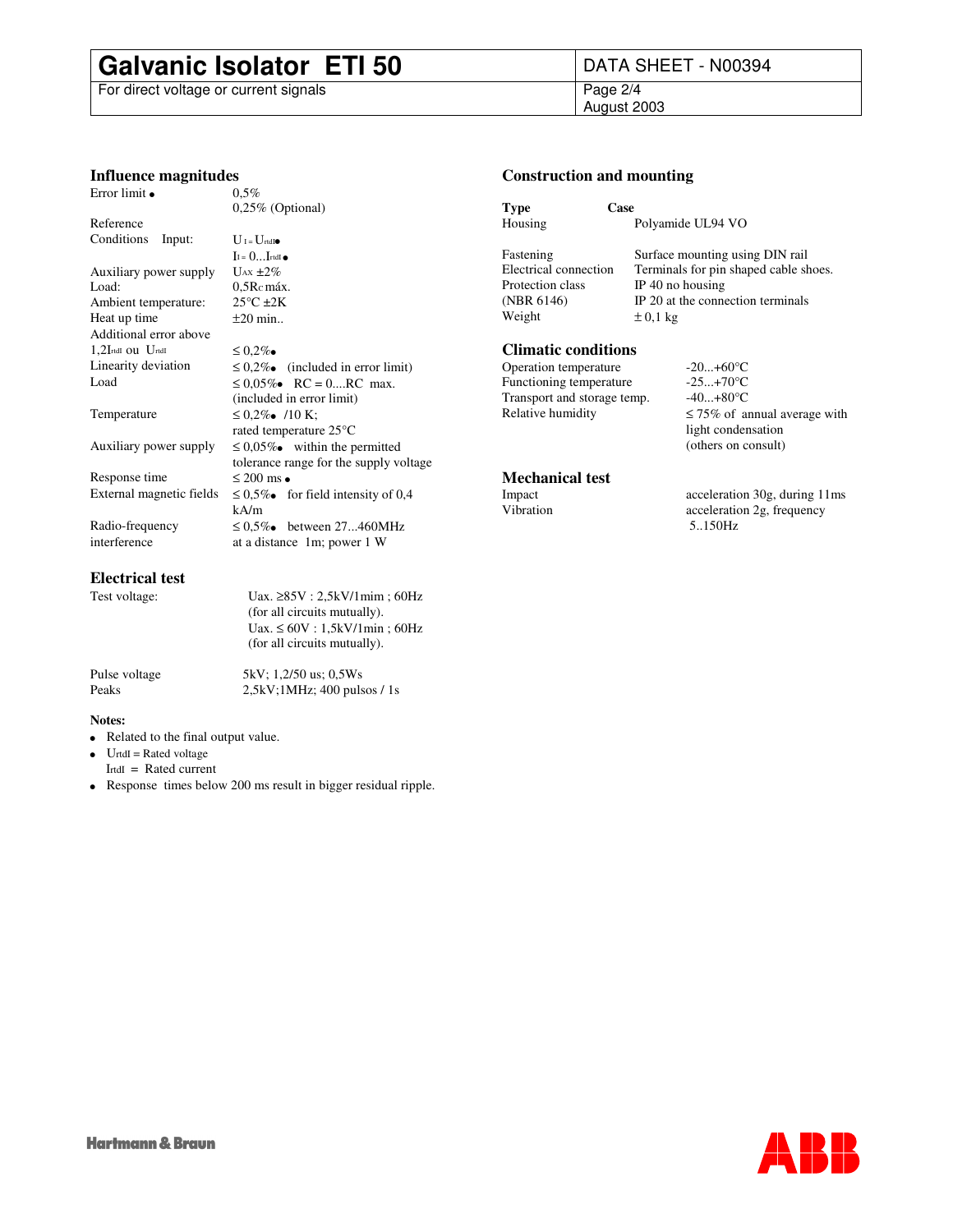## Influence magnitudes

| | |
|---|---|
| Error limit • | 0,5% |
| | 0,25% (Optional) |
| Reference | |
| Conditions Input: | $U_I = U_{rtdI}$• |
| | $I_I = 0...I_{rtdI}$• |
| Auxiliary power supply | $U_{AX}$ ±2% |
| Load: | $0,5R_C$ máx. |
| Ambient temperature: | 25°C ±2K |
| Heat up time | ±20 min.. |
| Additional error above | |
| $1,2I_{rtdI}$ ou $U_{rtdI}$ | ≤ 0,2%• |
| Linearity deviation | ≤ 0,2%• (included in error limit) |
| Load | ≤ 0,05%• RC = 0....RC max. (included in error limit) |
| Temperature | ≤ 0,2%• /10 K; rated temperature 25°C |
| Auxiliary power supply | ≤ 0,05%• within the permitted tolerance range for the supply voltage |
| Response time | ≤ 200 ms • |
| External magnetic fields | ≤ 0,5%• for field intensity of 0,4 kA/m |
| Radio-frequency interference | ≤ 0,5%• between 27...460MHz at a distance 1m; power 1 W |

## Electrical test

| | |
|---|---|
| Test voltage: | Uax. ≥85V : 2,5kV/1mim ; 60Hz (for all circuits mutually). |
| | Uax. ≤ 60V : 1,5kV/1min ; 60Hz (for all circuits mutually). |
| Pulse voltage | 5kV; 1,2/50 us; 0,5Ws |
| Peaks | 2,5kV;1MHz; 400 pulsos / 1s |

**Notes:**

- Related to the final output value.
- $U_{rtdI}$ = Rated voltage
  $I_{rtdI}$ = Rated current
- Response times below 200 ms result in bigger residual ripple.

## Construction and mounting

| Type | Case |
|---|---|
| Housing | Polyamide UL94 VO |
| Fastening | Surface mounting using DIN rail |
| Electrical connection | Terminals for pin shaped cable shoes. |
| Protection class | IP 40 no housing |
| (NBR 6146) | IP 20 at the connection terminals |
| Weight | ± 0,1 kg |

## Climatic conditions

| | |
|---|---|
| Operation temperature | -20...+60°C |
| Functioning temperature | -25...+70°C |
| Transport and storage temp. | -40...+80°C |
| Relative humidity | ≤ 75% of annual average with light condensation (others on consult) |

## Mechanical test

| | |
|---|---|
| Impact | acceleration 30g, during 11ms |
| Vibration | acceleration 2g, frequency 5..150Hz |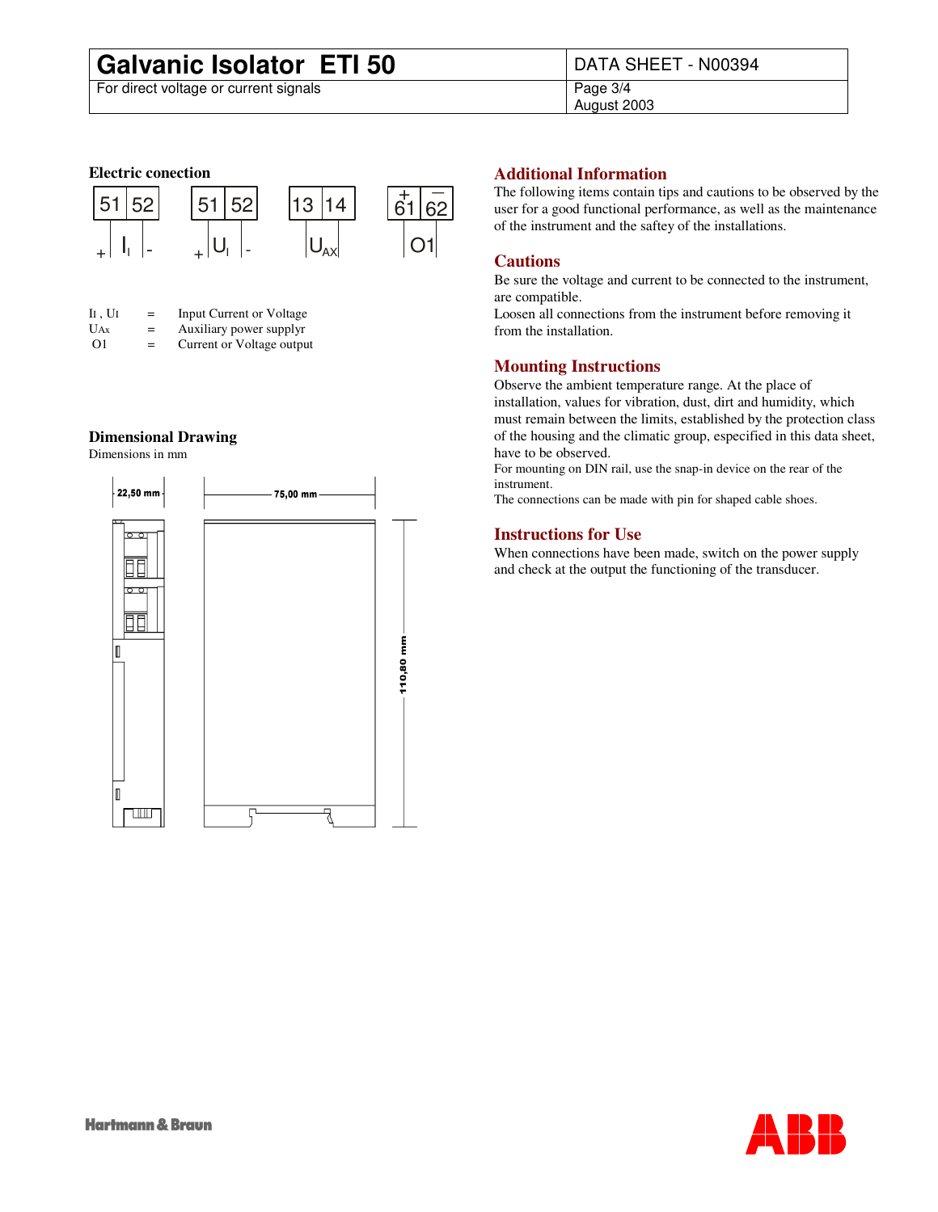## Electric conection

| 51 | 52 | | 51 | 52 | | 13 | 14 | | + 61 | — 62 |
|---|---|---|---|---|---|---|---|---|---|---|
| + | $I_I$ - | | + | $U_I$ - | | $U_{AX}$ | | | O1 | |

| | | |
|---|---|---|
| $I_I$ , $U_I$ | = | Input Current or Voltage |
| $U_{AX}$ | = | Auxiliary power supplyr |
| O1 | = | Current or Voltage output |

## Dimensional Drawing

Dimensions in mm

22,50 mm

75,00 mm

110,80 mm

## Additional Information

The following items contain tips and cautions to be observed by the user for a good functional performance, as well as the maintenance of the instrument and the saftey of the installations.

## Cautions

Be sure the voltage and current to be connected to the instrument, are compatible.

Loosen all connections from the instrument before removing it from the installation.

## Mounting Instructions

Observe the ambient temperature range. At the place of installation, values for vibration, dust, dirt and humidity, which must remain between the limits, established by the protection class of the housing and the climatic group, especified in this data sheet, have to be observed.

For mounting on DIN rail, use the snap-in device on the rear of the instrument.

The connections can be made with pin for shaped cable shoes.

## Instructions for Use

When connections have been made, switch on the power supply and check at the output the functioning of the transducer.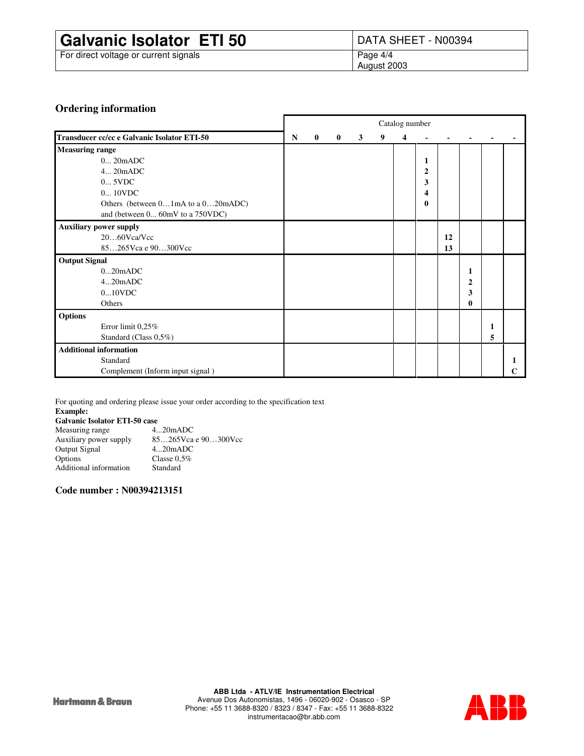## Ordering information

| | Catalog number | | | | | | | | | | |
|---|---|---|---|---|---|---|---|---|---|---|---|
| **Transducer cc/cc e Galvanic Isolator ETI-50** | **N** | **0** | **0** | **3** | **9** | **4** | **-** | **-** | **-** | **-** | **-** |
| **Measuring range** | | | | | | | | | | | |
| 0... 20mADC | | | | | | | **1** | | | | |
| 4... 20mADC | | | | | | | **2** | | | | |
| 0... 5VDC | | | | | | | **3** | | | | |
| 0... 10VDC | | | | | | | **4** | | | | |
| Others (between 0…1mA to a 0…20mADC) | | | | | | | **0** | | | | |
| and (between 0... 60mV to a 750VDC) | | | | | | | | | | | |
| **Auxiliary power supply** | | | | | | | | | | | |
| 20…60Vca/Vcc | | | | | | | | **12** | | | |
| 85…265Vca e 90…300Vcc | | | | | | | | **13** | | | |
| **Output Signal** | | | | | | | | | | | |
| 0...20mADC | | | | | | | | | **1** | | |
| 4...20mADC | | | | | | | | | **2** | | |
| 0...10VDC | | | | | | | | | **3** | | |
| Others | | | | | | | | | **0** | | |
| **Options** | | | | | | | | | | | |
| Error limit 0,25% | | | | | | | | | | **1** | |
| Standard (Class 0,5%) | | | | | | | | | | **5** | |
| **Additional information** | | | | | | | | | | | |
| Standard | | | | | | | | | | | **1** |
| Complement (Inform input signal ) | | | | | | | | | | | **C** |

For quoting and ordering please issue your order according to the specification text

**Example:**

**Galvanic Isolator ETI-50 case**

| | |
|---|---|
| Measuring range | 4...20mADC |
| Auxiliary power supply | 85…265Vca e 90…300Vcc |
| Output Signal | 4...20mADC |
| Options | Classe 0,5% |
| Additional information | Standard |

**Code number : N00394213151**

**ABB Ltda - ATLV/IE Instrumentation Electrical**
Avenue Dos Autonomistas, 1496 - 06020-902 - Osasco - SP
Phone: +55 11 3688-8320 / 8323 / 8347 - Fax: +55 11 3688-8322
instrumentacao@br.abb.com